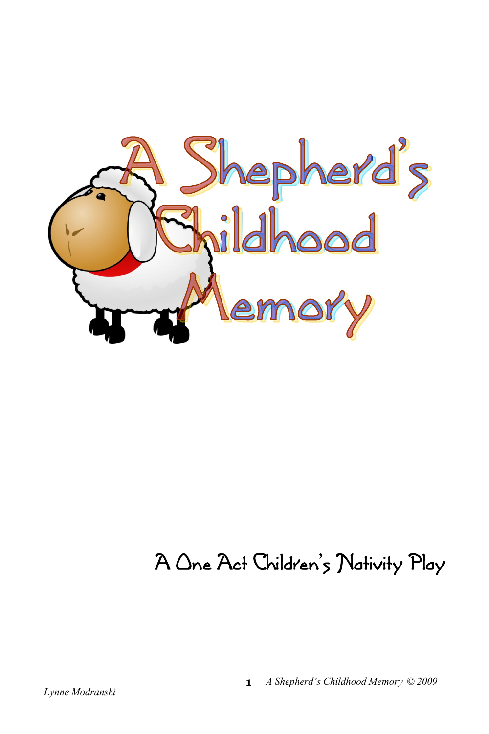# A Shepherd's Childhood Memory

## A One Act Children's Nativity Play

*Lynne Modranski*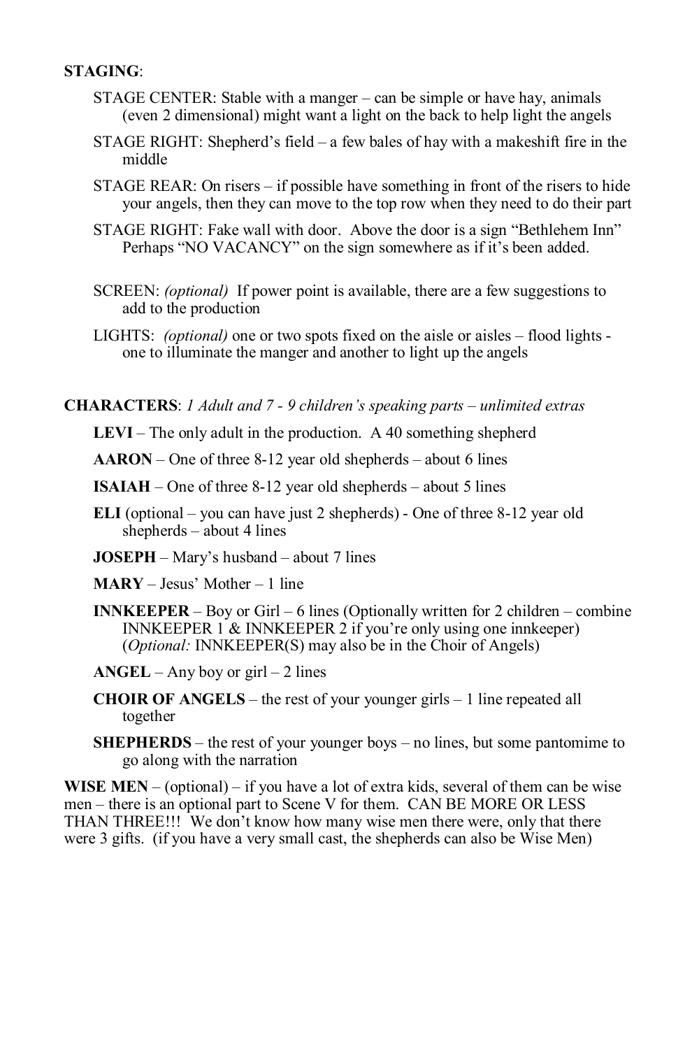**STAGING**:

STAGE CENTER: Stable with a manger – can be simple or have hay, animals (even 2 dimensional) might want a light on the back to help light the angels

STAGE RIGHT: Shepherd's field – a few bales of hay with a makeshift fire in the middle

STAGE REAR: On risers – if possible have something in front of the risers to hide your angels, then they can move to the top row when they need to do their part

STAGE RIGHT: Fake wall with door. Above the door is a sign "Bethlehem Inn" Perhaps "NO VACANCY" on the sign somewhere as if it's been added.

SCREEN: *(optional)* If power point is available, there are a few suggestions to add to the production

LIGHTS: *(optional)* one or two spots fixed on the aisle or aisles – flood lights - one to illuminate the manger and another to light up the angels

**CHARACTERS**: *1 Adult and 7 - 9 children's speaking parts – unlimited extras*

**LEVI** – The only adult in the production. A 40 something shepherd

**AARON** – One of three 8-12 year old shepherds – about 6 lines

**ISAIAH** – One of three 8-12 year old shepherds – about 5 lines

**ELI** (optional – you can have just 2 shepherds) - One of three 8-12 year old shepherds – about 4 lines

**JOSEPH** – Mary's husband – about 7 lines

**MARY** – Jesus' Mother – 1 line

**INNKEEPER** – Boy or Girl – 6 lines (Optionally written for 2 children – combine INNKEEPER 1 & INNKEEPER 2 if you're only using one innkeeper) (*Optional:* INNKEEPER(S) may also be in the Choir of Angels)

**ANGEL** – Any boy or girl – 2 lines

**CHOIR OF ANGELS** – the rest of your younger girls – 1 line repeated all together

**SHEPHERDS** – the rest of your younger boys – no lines, but some pantomime to go along with the narration

**WISE MEN** – (optional) – if you have a lot of extra kids, several of them can be wise men – there is an optional part to Scene V for them. CAN BE MORE OR LESS THAN THREE!!! We don't know how many wise men there were, only that there were 3 gifts. (if you have a very small cast, the shepherds can also be Wise Men)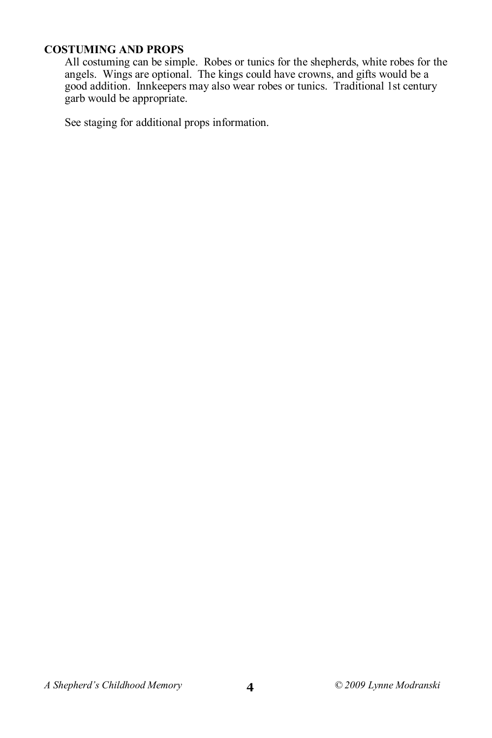## COSTUMING AND PROPS

All costuming can be simple. Robes or tunics for the shepherds, white robes for the angels. Wings are optional. The kings could have crowns, and gifts would be a good addition. Innkeepers may also wear robes or tunics. Traditional 1st century garb would be appropriate.

See staging for additional props information.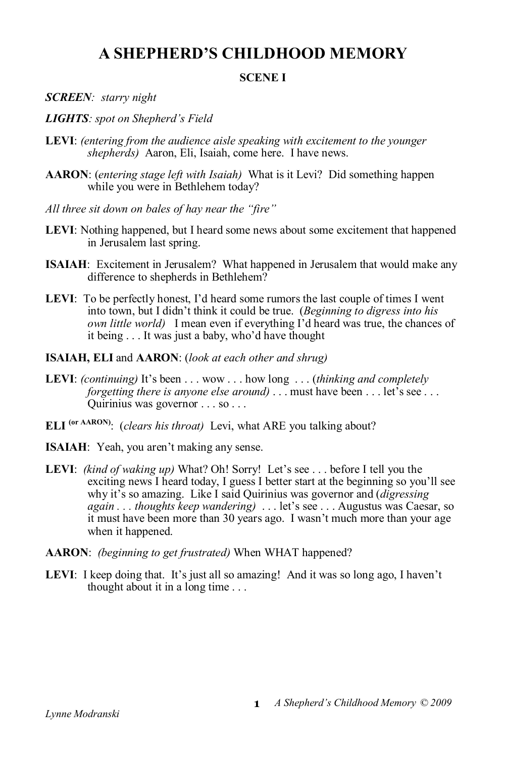# A SHEPHERD'S CHILDHOOD MEMORY

### SCENE I

***SCREEN****: starry night*

***LIGHTS****: spot on Shepherd's Field*

**LEVI**: *(entering from the audience aisle speaking with excitement to the younger shepherds)* Aaron, Eli, Isaiah, come here. I have news.

**AARON**: (*entering stage left with Isaiah)* What is it Levi? Did something happen while you were in Bethlehem today?

*All three sit down on bales of hay near the "fire"*

**LEVI**: Nothing happened, but I heard some news about some excitement that happened in Jerusalem last spring.

**ISAIAH**: Excitement in Jerusalem? What happened in Jerusalem that would make any difference to shepherds in Bethlehem?

**LEVI**: To be perfectly honest, I'd heard some rumors the last couple of times I went into town, but I didn't think it could be true. (*Beginning to digress into his own little world)* I mean even if everything I'd heard was true, the chances of it being . . . It was just a baby, who'd have thought

**ISAIAH, ELI** and **AARON**: (*look at each other and shrug)*

**LEVI**: *(continuing)* It's been . . . wow . . . how long . . . (*thinking and completely forgetting there is anyone else around)* . . . must have been . . . let's see . . . Quirinius was governor . . . so . . .

**ELI** (or AARON): (*clears his throat)* Levi, what ARE you talking about?

**ISAIAH**: Yeah, you aren't making any sense.

**LEVI**: *(kind of waking up)* What? Oh! Sorry! Let's see . . . before I tell you the exciting news I heard today, I guess I better start at the beginning so you'll see why it's so amazing. Like I said Quirinius was governor and (*digressing again . . . thoughts keep wandering)* . . . let's see . . . Augustus was Caesar, so it must have been more than 30 years ago. I wasn't much more than your age when it happened.

**AARON**: *(beginning to get frustrated)* When WHAT happened?

**LEVI**: I keep doing that. It's just all so amazing! And it was so long ago, I haven't thought about it in a long time . . .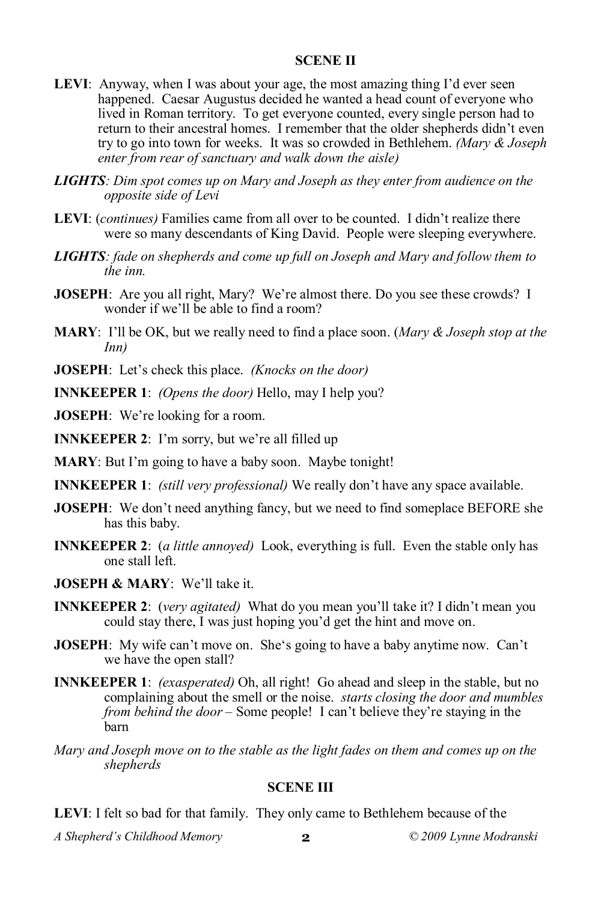## SCENE II

**LEVI**: Anyway, when I was about your age, the most amazing thing I'd ever seen happened. Caesar Augustus decided he wanted a head count of everyone who lived in Roman territory. To get everyone counted, every single person had to return to their ancestral homes. I remember that the older shepherds didn't even try to go into town for weeks. It was so crowded in Bethlehem. *(Mary & Joseph enter from rear of sanctuary and walk down the aisle)*

***LIGHTS**: Dim spot comes up on Mary and Joseph as they enter from audience on the opposite side of Levi*

**LEVI**: (*continues)* Families came from all over to be counted. I didn't realize there were so many descendants of King David. People were sleeping everywhere.

***LIGHTS**: fade on shepherds and come up full on Joseph and Mary and follow them to the inn.*

**JOSEPH**: Are you all right, Mary? We're almost there. Do you see these crowds? I wonder if we'll be able to find a room?

**MARY**: I'll be OK, but we really need to find a place soon. (*Mary & Joseph stop at the Inn)*

**JOSEPH**: Let's check this place. *(Knocks on the door)*

**INNKEEPER 1**: *(Opens the door)* Hello, may I help you?

**JOSEPH**: We're looking for a room.

**INNKEEPER 2**: I'm sorry, but we're all filled up

**MARY**: But I'm going to have a baby soon. Maybe tonight!

**INNKEEPER 1**: *(still very professional)* We really don't have any space available.

**JOSEPH**: We don't need anything fancy, but we need to find someplace BEFORE she has this baby.

**INNKEEPER 2**: (*a little annoyed)* Look, everything is full. Even the stable only has one stall left.

**JOSEPH & MARY**: We'll take it.

**INNKEEPER 2**: (*very agitated)* What do you mean you'll take it? I didn't mean you could stay there, I was just hoping you'd get the hint and move on.

**JOSEPH**: My wife can't move on. She's going to have a baby anytime now. Can't we have the open stall?

**INNKEEPER 1**: *(exasperated)* Oh, all right! Go ahead and sleep in the stable, but no complaining about the smell or the noise. *starts closing the door and mumbles from behind the door* – Some people! I can't believe they're staying in the barn

*Mary and Joseph move on to the stable as the light fades on them and comes up on the shepherds*

## SCENE III

**LEVI**: I felt so bad for that family. They only came to Bethlehem because of the